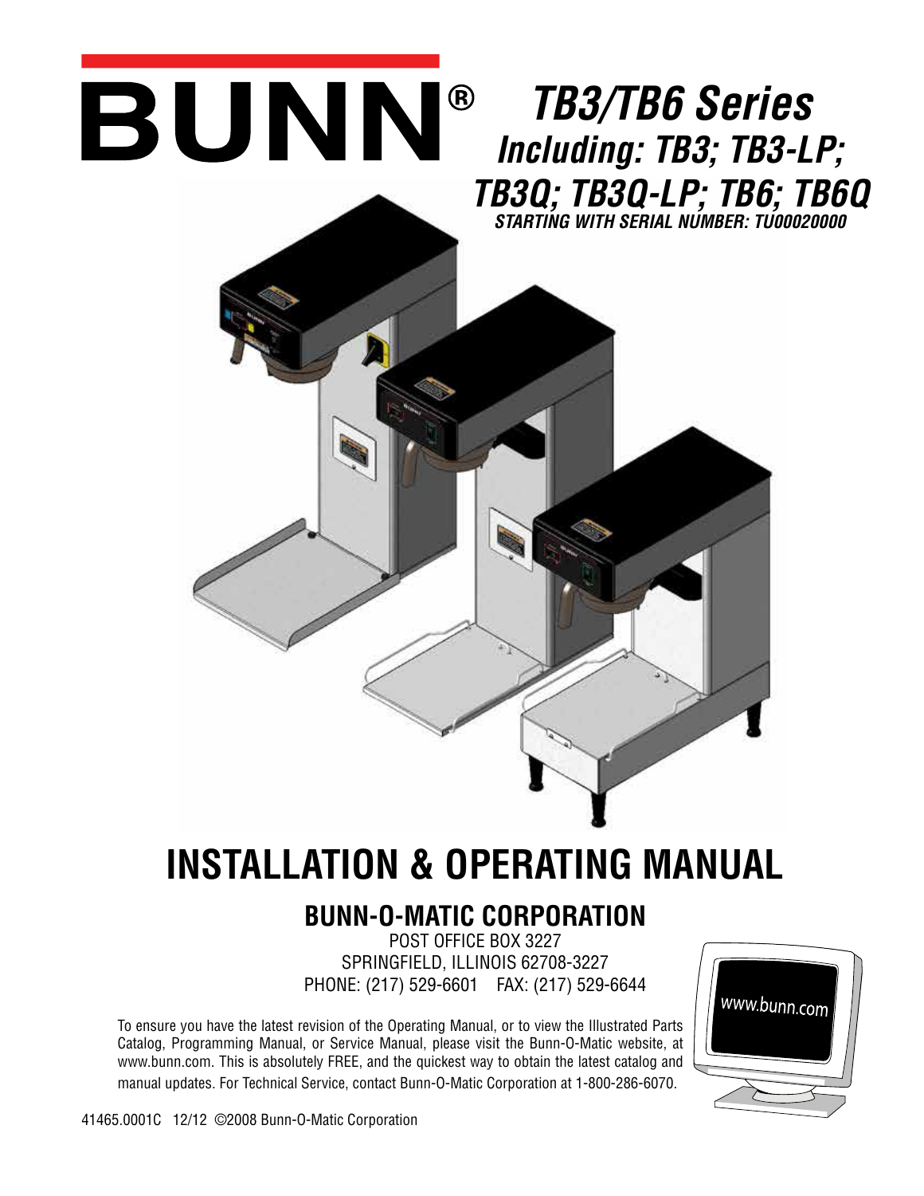# BUNN®

## *TB3/TB6 Series*

### *Including: TB3; TB3-LP; TB3Q; TB3Q-LP; TB6; TB6Q*

***STARTING WITH SERIAL NUMBER: TU00020000***

# INSTALLATION & OPERATING MANUAL

## BUNN-O-MATIC CORPORATION

POST OFFICE BOX 3227
SPRINGFIELD, ILLINOIS 62708-3227
PHONE: (217) 529-6601 FAX: (217) 529-6644

To ensure you have the latest revision of the Operating Manual, or to view the Illustrated Parts Catalog, Programming Manual, or Service Manual, please visit the Bunn-O-Matic website, at www.bunn.com. This is absolutely FREE, and the quickest way to obtain the latest catalog and manual updates. For Technical Service, contact Bunn-O-Matic Corporation at 1-800-286-6070.

www.bunn.com

41465.0001C 12/12 ©2008 Bunn-O-Matic Corporation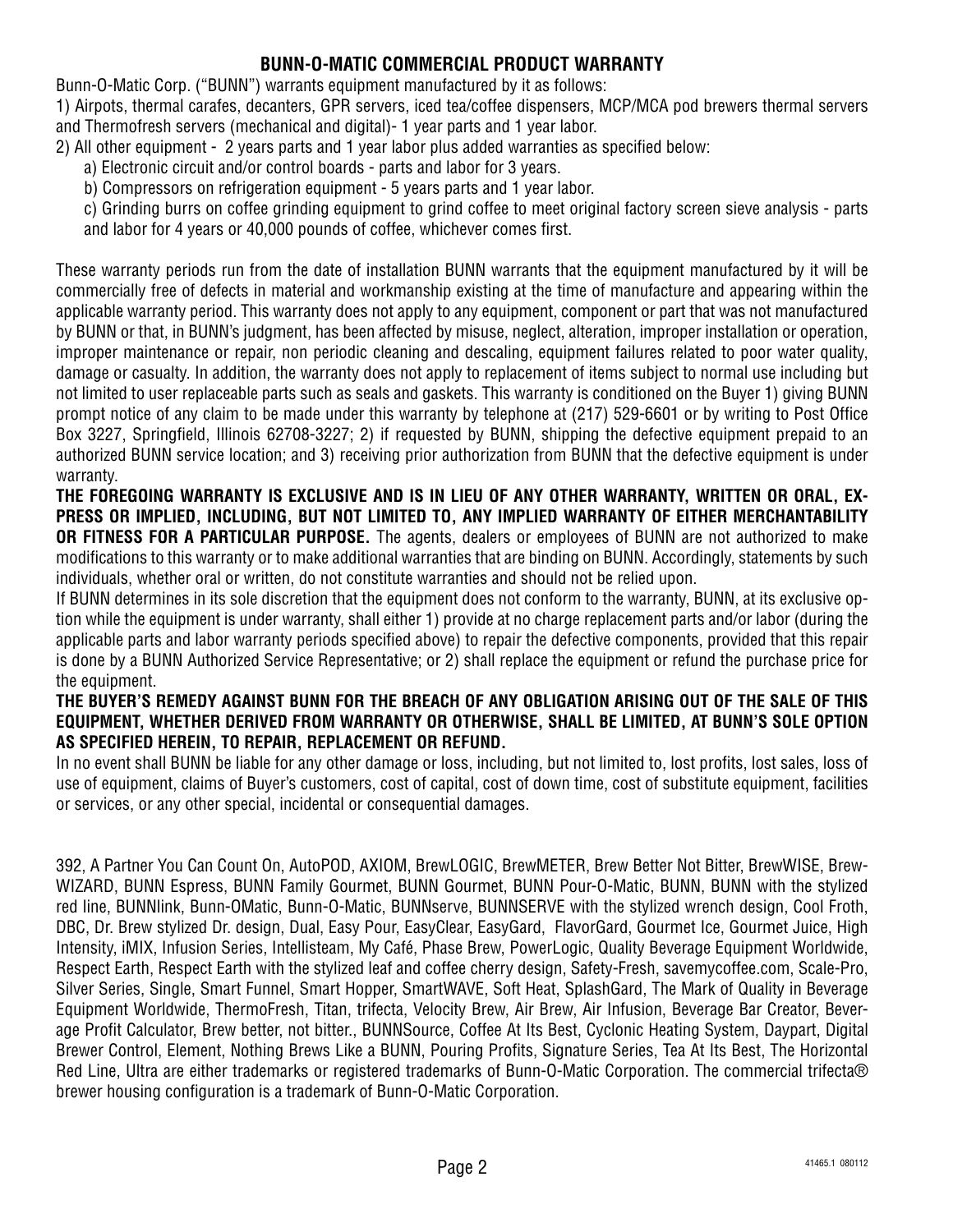## BUNN-O-MATIC COMMERCIAL PRODUCT WARRANTY

Bunn-O-Matic Corp. ("BUNN") warrants equipment manufactured by it as follows:

1) Airpots, thermal carafes, decanters, GPR servers, iced tea/coffee dispensers, MCP/MCA pod brewers thermal servers and Thermofresh servers (mechanical and digital)- 1 year parts and 1 year labor.

2) All other equipment - 2 years parts and 1 year labor plus added warranties as specified below:

   a) Electronic circuit and/or control boards - parts and labor for 3 years.

   b) Compressors on refrigeration equipment - 5 years parts and 1 year labor.

   c) Grinding burrs on coffee grinding equipment to grind coffee to meet original factory screen sieve analysis - parts and labor for 4 years or 40,000 pounds of coffee, whichever comes first.

These warranty periods run from the date of installation BUNN warrants that the equipment manufactured by it will be commercially free of defects in material and workmanship existing at the time of manufacture and appearing within the applicable warranty period. This warranty does not apply to any equipment, component or part that was not manufactured by BUNN or that, in BUNN's judgment, has been affected by misuse, neglect, alteration, improper installation or operation, improper maintenance or repair, non periodic cleaning and descaling, equipment failures related to poor water quality, damage or casualty. In addition, the warranty does not apply to replacement of items subject to normal use including but not limited to user replaceable parts such as seals and gaskets. This warranty is conditioned on the Buyer 1) giving BUNN prompt notice of any claim to be made under this warranty by telephone at (217) 529-6601 or by writing to Post Office Box 3227, Springfield, Illinois 62708-3227; 2) if requested by BUNN, shipping the defective equipment prepaid to an authorized BUNN service location; and 3) receiving prior authorization from BUNN that the defective equipment is under warranty.

**THE FOREGOING WARRANTY IS EXCLUSIVE AND IS IN LIEU OF ANY OTHER WARRANTY, WRITTEN OR ORAL, EXPRESS OR IMPLIED, INCLUDING, BUT NOT LIMITED TO, ANY IMPLIED WARRANTY OF EITHER MERCHANTABILITY OR FITNESS FOR A PARTICULAR PURPOSE.** The agents, dealers or employees of BUNN are not authorized to make modifications to this warranty or to make additional warranties that are binding on BUNN. Accordingly, statements by such individuals, whether oral or written, do not constitute warranties and should not be relied upon.

If BUNN determines in its sole discretion that the equipment does not conform to the warranty, BUNN, at its exclusive option while the equipment is under warranty, shall either 1) provide at no charge replacement parts and/or labor (during the applicable parts and labor warranty periods specified above) to repair the defective components, provided that this repair is done by a BUNN Authorized Service Representative; or 2) shall replace the equipment or refund the purchase price for the equipment.

**THE BUYER'S REMEDY AGAINST BUNN FOR THE BREACH OF ANY OBLIGATION ARISING OUT OF THE SALE OF THIS EQUIPMENT, WHETHER DERIVED FROM WARRANTY OR OTHERWISE, SHALL BE LIMITED, AT BUNN'S SOLE OPTION AS SPECIFIED HEREIN, TO REPAIR, REPLACEMENT OR REFUND.**

In no event shall BUNN be liable for any other damage or loss, including, but not limited to, lost profits, lost sales, loss of use of equipment, claims of Buyer's customers, cost of capital, cost of down time, cost of substitute equipment, facilities or services, or any other special, incidental or consequential damages.

392, A Partner You Can Count On, AutoPOD, AXIOM, BrewLOGIC, BrewMETER, Brew Better Not Bitter, BrewWISE, BrewWIZARD, BUNN Espress, BUNN Family Gourmet, BUNN Gourmet, BUNN Pour-O-Matic, BUNN, BUNN with the stylized red line, BUNNlink, Bunn-OMatic, Bunn-O-Matic, BUNNserve, BUNNSERVE with the stylized wrench design, Cool Froth, DBC, Dr. Brew stylized Dr. design, Dual, Easy Pour, EasyClear, EasyGard, FlavorGard, Gourmet Ice, Gourmet Juice, High Intensity, iMIX, Infusion Series, Intellisteam, My Café, Phase Brew, PowerLogic, Quality Beverage Equipment Worldwide, Respect Earth, Respect Earth with the stylized leaf and coffee cherry design, Safety-Fresh, savemycoffee.com, Scale-Pro, Silver Series, Single, Smart Funnel, Smart Hopper, SmartWAVE, Soft Heat, SplashGard, The Mark of Quality in Beverage Equipment Worldwide, ThermoFresh, Titan, trifecta, Velocity Brew, Air Brew, Air Infusion, Beverage Bar Creator, Beverage Profit Calculator, Brew better, not bitter., BUNNSource, Coffee At Its Best, Cyclonic Heating System, Daypart, Digital Brewer Control, Element, Nothing Brews Like a BUNN, Pouring Profits, Signature Series, Tea At Its Best, The Horizontal Red Line, Ultra are either trademarks or registered trademarks of Bunn-O-Matic Corporation. The commercial trifecta® brewer housing configuration is a trademark of Bunn-O-Matic Corporation.

41465.1 080112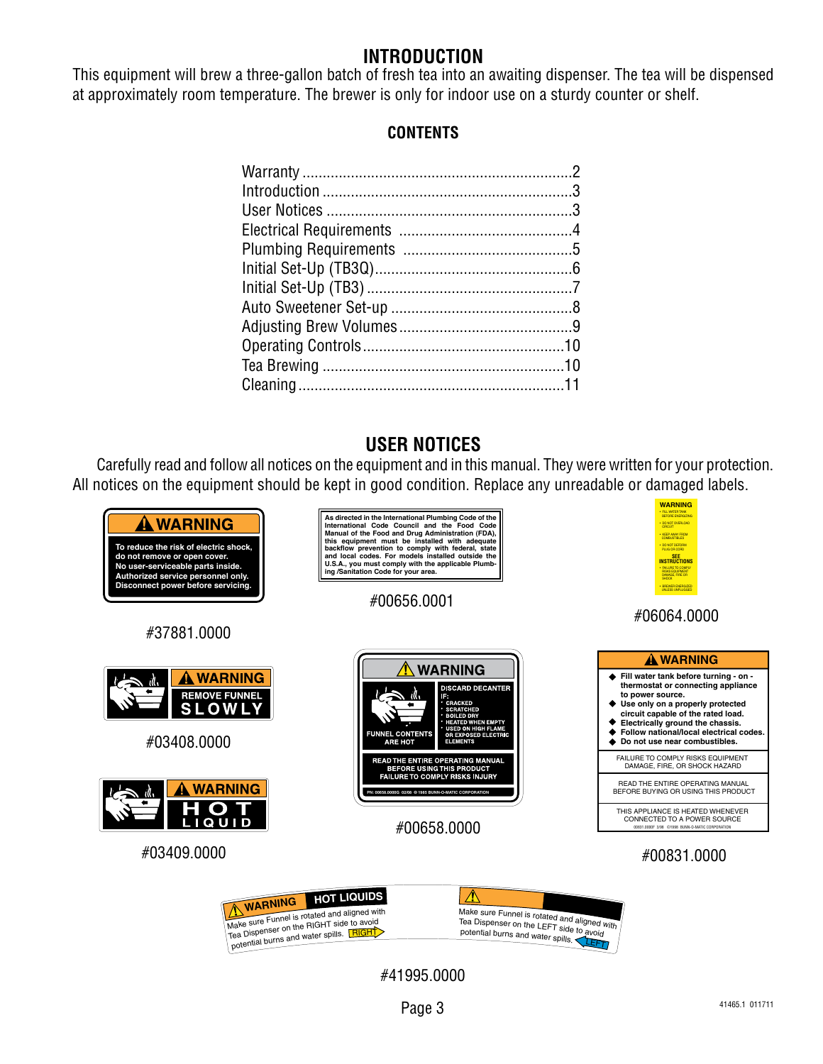# INTRODUCTION

This equipment will brew a three-gallon batch of fresh tea into an awaiting dispenser. The tea will be dispensed at approximately room temperature. The brewer is only for indoor use on a sturdy counter or shelf.

## CONTENTS

| | |
|---|---|
| Warranty | 2 |
| Introduction | 3 |
| User Notices | 3 |
| Electrical Requirements | 4 |
| Plumbing Requirements | 5 |
| Initial Set-Up (TB3Q) | 6 |
| Initial Set-Up (TB3) | 7 |
| Auto Sweetener Set-up | 8 |
| Adjusting Brew Volumes | 9 |
| Operating Controls | 10 |
| Tea Brewing | 10 |
| Cleaning | 11 |

# USER NOTICES

Carefully read and follow all notices on the equipment and in this manual. They were written for your protection. All notices on the equipment should be kept in good condition. Replace any unreadable or damaged labels.

**WARNING**
To reduce the risk of electric shock, do not remove or open cover. No user-serviceable parts inside. Authorized service personnel only. Disconnect power before servicing.

#37881.0000

As directed in the International Plumbing Code of the International Code Council and the Food Code Manual of the Food and Drug Administration (FDA), this equipment must be installed with adequate backflow prevention to comply with federal, state and local codes. For models installed outside the U.S.A., you must comply with the applicable Plumbing /Sanitation Code for your area.

#00656.0001

**WARNING**
- FILL WATER TANK BEFORE ENERGIZING
- DO NOT OVERLOAD CIRCUIT
- KEEP AWAY FROM COMBUSTIBLES
- DO NOT DEFORM PLUG OR CORD

SEE INSTRUCTIONS
- FAILURE TO COMPLY RISKS EQUIPMENT DAMAGE, FIRE OR SHOCK
- BREWER ENERGIZED UNLESS UNPLUGGED

#06064.0000

**WARNING**
REMOVE FUNNEL SLOWLY

#03408.0000

**WARNING**
DISCARD DECANTER IF:
- CRACKED
- SCRATCHED
- BOILED DRY
- HEATED WHEN EMPTY
- USED ON HIGH FLAME OR EXPOSED ELECTRIC ELEMENTS

FUNNEL CONTENTS ARE HOT

READ THE ENTIRE OPERATING MANUAL BEFORE USING THIS PRODUCT FAILURE TO COMPLY RISKS INJURY

PN: 00658.0000G 02/08 © 1985 BUNN-O-MATIC CORPORATION

#00658.0000

**WARNING**
- Fill water tank before turning - on - thermostat or connecting appliance to power source.
- Use only on a properly protected circuit capable of the rated load.
- Electrically ground the chassis.
- Follow national/local electrical codes.
- Do not use near combustibles.

FAILURE TO COMPLY RISKS EQUIPMENT DAMAGE, FIRE, OR SHOCK HAZARD

READ THE ENTIRE OPERATING MANUAL BEFORE BUYING OR USING THIS PRODUCT

THIS APPLIANCE IS HEATED WHENEVER CONNECTED TO A POWER SOURCE

00831.0000F 3/98 ©1998 BUNN-O-MATIC CORPORATION

#00831.0000

**WARNING**
HOT LIQUID

#03409.0000

**WARNING** HOT LIQUIDS
Make sure Funnel is rotated and aligned with Tea Dispenser on the RIGHT side to avoid potential burns and water spills. RIGHT

Make sure Funnel is rotated and aligned with Tea Dispenser on the LEFT side to avoid potential burns and water spills. LEFT

#41995.0000

41465.1 011711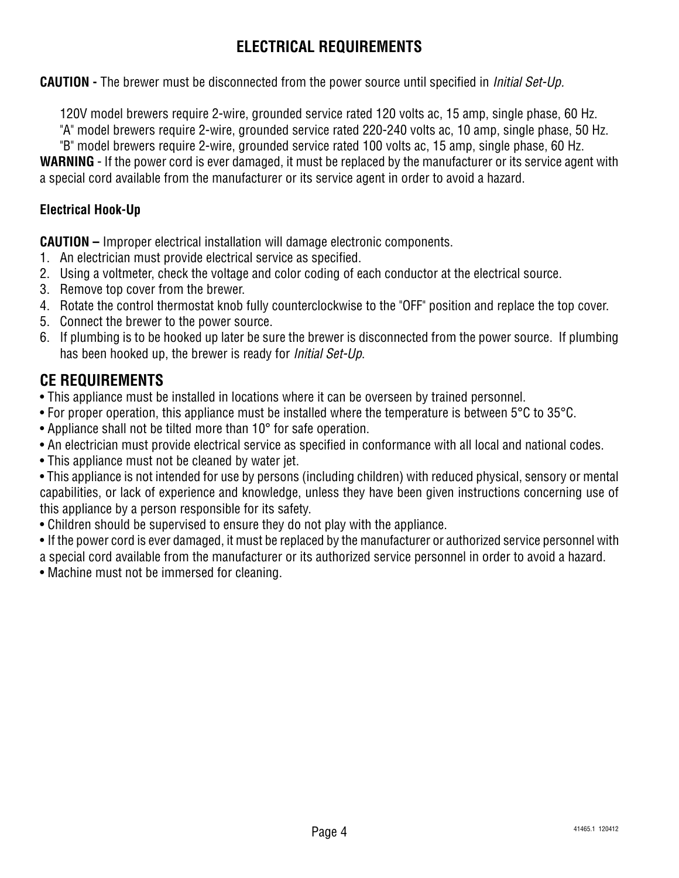## ELECTRICAL REQUIREMENTS

**CAUTION -** The brewer must be disconnected from the power source until specified in *Initial Set-Up.*

120V model brewers require 2-wire, grounded service rated 120 volts ac, 15 amp, single phase, 60 Hz.
"A" model brewers require 2-wire, grounded service rated 220-240 volts ac, 10 amp, single phase, 50 Hz.
"B" model brewers require 2-wire, grounded service rated 100 volts ac, 15 amp, single phase, 60 Hz.

**WARNING** - If the power cord is ever damaged, it must be replaced by the manufacturer or its service agent with a special cord available from the manufacturer or its service agent in order to avoid a hazard.

### Electrical Hook-Up

**CAUTION –** Improper electrical installation will damage electronic components.

1. An electrician must provide electrical service as specified.
2. Using a voltmeter, check the voltage and color coding of each conductor at the electrical source.
3. Remove top cover from the brewer.
4. Rotate the control thermostat knob fully counterclockwise to the "OFF" position and replace the top cover.
5. Connect the brewer to the power source.
6. If plumbing is to be hooked up later be sure the brewer is disconnected from the power source. If plumbing has been hooked up, the brewer is ready for *Initial Set-Up*.

## CE REQUIREMENTS

- This appliance must be installed in locations where it can be overseen by trained personnel.
- For proper operation, this appliance must be installed where the temperature is between 5°C to 35°C.
- Appliance shall not be tilted more than 10° for safe operation.
- An electrician must provide electrical service as specified in conformance with all local and national codes.
- This appliance must not be cleaned by water jet.
- This appliance is not intended for use by persons (including children) with reduced physical, sensory or mental capabilities, or lack of experience and knowledge, unless they have been given instructions concerning use of this appliance by a person responsible for its safety.
- Children should be supervised to ensure they do not play with the appliance.
- If the power cord is ever damaged, it must be replaced by the manufacturer or authorized service personnel with a special cord available from the manufacturer or its authorized service personnel in order to avoid a hazard.
- Machine must not be immersed for cleaning.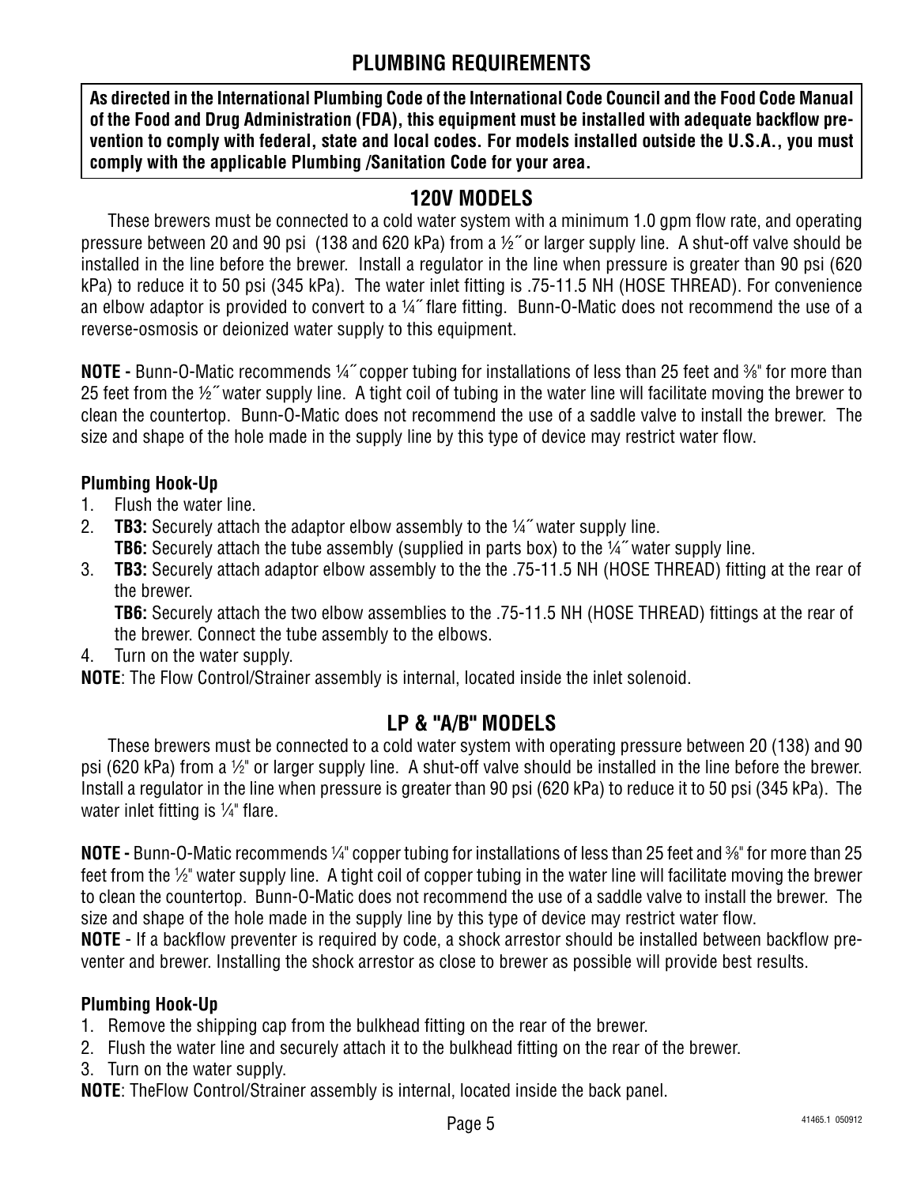## PLUMBING REQUIREMENTS

**As directed in the International Plumbing Code of the International Code Council and the Food Code Manual of the Food and Drug Administration (FDA), this equipment must be installed with adequate backflow prevention to comply with federal, state and local codes. For models installed outside the U.S.A., you must comply with the applicable Plumbing /Sanitation Code for your area.**

### 120V MODELS

These brewers must be connected to a cold water system with a minimum 1.0 gpm flow rate, and operating pressure between 20 and 90 psi (138 and 620 kPa) from a ½˝ or larger supply line. A shut-off valve should be installed in the line before the brewer. Install a regulator in the line when pressure is greater than 90 psi (620 kPa) to reduce it to 50 psi (345 kPa). The water inlet fitting is .75-11.5 NH (HOSE THREAD). For convenience an elbow adaptor is provided to convert to a ¼˝ flare fitting. Bunn-O-Matic does not recommend the use of a reverse-osmosis or deionized water supply to this equipment.

**NOTE -** Bunn-O-Matic recommends ¼˝ copper tubing for installations of less than 25 feet and ⅜" for more than 25 feet from the ½˝ water supply line. A tight coil of tubing in the water line will facilitate moving the brewer to clean the countertop. Bunn-O-Matic does not recommend the use of a saddle valve to install the brewer. The size and shape of the hole made in the supply line by this type of device may restrict water flow.

#### Plumbing Hook-Up

1. Flush the water line.
2. **TB3:** Securely attach the adaptor elbow assembly to the ¼˝ water supply line.
   **TB6:** Securely attach the tube assembly (supplied in parts box) to the ¼˝ water supply line.
3. **TB3:** Securely attach adaptor elbow assembly to the the .75-11.5 NH (HOSE THREAD) fitting at the rear of the brewer.
   **TB6:** Securely attach the two elbow assemblies to the .75-11.5 NH (HOSE THREAD) fittings at the rear of the brewer. Connect the tube assembly to the elbows.
4. Turn on the water supply.

**NOTE**: The Flow Control/Strainer assembly is internal, located inside the inlet solenoid.

### LP & "A/B" MODELS

These brewers must be connected to a cold water system with operating pressure between 20 (138) and 90 psi (620 kPa) from a ½" or larger supply line. A shut-off valve should be installed in the line before the brewer. Install a regulator in the line when pressure is greater than 90 psi (620 kPa) to reduce it to 50 psi (345 kPa). The water inlet fitting is ¼" flare.

**NOTE -** Bunn-O-Matic recommends ¼" copper tubing for installations of less than 25 feet and ⅜" for more than 25 feet from the ½" water supply line. A tight coil of copper tubing in the water line will facilitate moving the brewer to clean the countertop. Bunn-O-Matic does not recommend the use of a saddle valve to install the brewer. The size and shape of the hole made in the supply line by this type of device may restrict water flow.

**NOTE** - If a backflow preventer is required by code, a shock arrestor should be installed between backflow preventer and brewer. Installing the shock arrestor as close to brewer as possible will provide best results.

#### Plumbing Hook-Up

1. Remove the shipping cap from the bulkhead fitting on the rear of the brewer.
2. Flush the water line and securely attach it to the bulkhead fitting on the rear of the brewer.
3. Turn on the water supply.

**NOTE**: TheFlow Control/Strainer assembly is internal, located inside the back panel.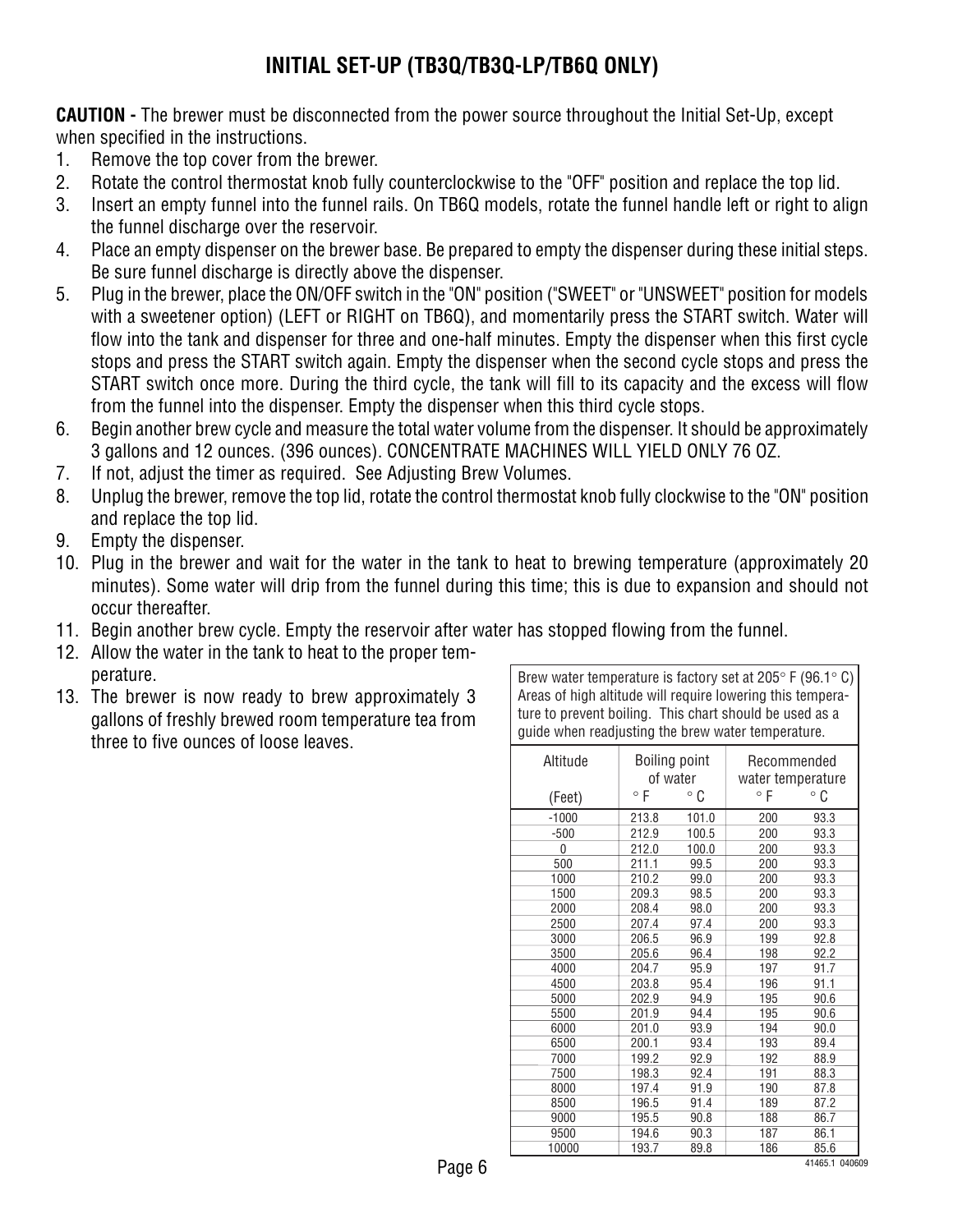# INITIAL SET-UP (TB3Q/TB3Q-LP/TB6Q ONLY)

**CAUTION -** The brewer must be disconnected from the power source throughout the Initial Set-Up, except when specified in the instructions.

1. Remove the top cover from the brewer.
2. Rotate the control thermostat knob fully counterclockwise to the "OFF" position and replace the top lid.
3. Insert an empty funnel into the funnel rails. On TB6Q models, rotate the funnel handle left or right to align the funnel discharge over the reservoir.
4. Place an empty dispenser on the brewer base. Be prepared to empty the dispenser during these initial steps. Be sure funnel discharge is directly above the dispenser.
5. Plug in the brewer, place the ON/OFF switch in the "ON" position ("SWEET" or "UNSWEET" position for models with a sweetener option) (LEFT or RIGHT on TB6Q), and momentarily press the START switch. Water will flow into the tank and dispenser for three and one-half minutes. Empty the dispenser when this first cycle stops and press the START switch again. Empty the dispenser when the second cycle stops and press the START switch once more. During the third cycle, the tank will fill to its capacity and the excess will flow from the funnel into the dispenser. Empty the dispenser when this third cycle stops.
6. Begin another brew cycle and measure the total water volume from the dispenser. It should be approximately 3 gallons and 12 ounces. (396 ounces). CONCENTRATE MACHINES WILL YIELD ONLY 76 OZ.
7. If not, adjust the timer as required. See Adjusting Brew Volumes.
8. Unplug the brewer, remove the top lid, rotate the control thermostat knob fully clockwise to the "ON" position and replace the top lid.
9. Empty the dispenser.
10. Plug in the brewer and wait for the water in the tank to heat to brewing temperature (approximately 20 minutes). Some water will drip from the funnel during this time; this is due to expansion and should not occur thereafter.
11. Begin another brew cycle. Empty the reservoir after water has stopped flowing from the funnel.
12. Allow the water in the tank to heat to the proper temperature.
13. The brewer is now ready to brew approximately 3 gallons of freshly brewed room temperature tea from three to five ounces of loose leaves.

Brew water temperature is factory set at 205° F (96.1° C) Areas of high altitude will require lowering this temperature to prevent boiling. This chart should be used as a guide when readjusting the brew water temperature.

| Altitude (Feet) | Boiling point of water ° F | Boiling point of water ° C | Recommended water temperature ° F | Recommended water temperature ° C |
|---|---|---|---|---|
| -1000 | 213.8 | 101.0 | 200 | 93.3 |
| -500 | 212.9 | 100.5 | 200 | 93.3 |
| 0 | 212.0 | 100.0 | 200 | 93.3 |
| 500 | 211.1 | 99.5 | 200 | 93.3 |
| 1000 | 210.2 | 99.0 | 200 | 93.3 |
| 1500 | 209.3 | 98.5 | 200 | 93.3 |
| 2000 | 208.4 | 98.0 | 200 | 93.3 |
| 2500 | 207.4 | 97.4 | 200 | 93.3 |
| 3000 | 206.5 | 96.9 | 199 | 92.8 |
| 3500 | 205.6 | 96.4 | 198 | 92.2 |
| 4000 | 204.7 | 95.9 | 197 | 91.7 |
| 4500 | 203.8 | 95.4 | 196 | 91.1 |
| 5000 | 202.9 | 94.9 | 195 | 90.6 |
| 5500 | 201.9 | 94.4 | 195 | 90.6 |
| 6000 | 201.0 | 93.9 | 194 | 90.0 |
| 6500 | 200.1 | 93.4 | 193 | 89.4 |
| 7000 | 199.2 | 92.9 | 192 | 88.9 |
| 7500 | 198.3 | 92.4 | 191 | 88.3 |
| 8000 | 197.4 | 91.9 | 190 | 87.8 |
| 8500 | 196.5 | 91.4 | 189 | 87.2 |
| 9000 | 195.5 | 90.8 | 188 | 86.7 |
| 9500 | 194.6 | 90.3 | 187 | 86.1 |
| 10000 | 193.7 | 89.8 | 186 | 85.6 |

41465.1 040609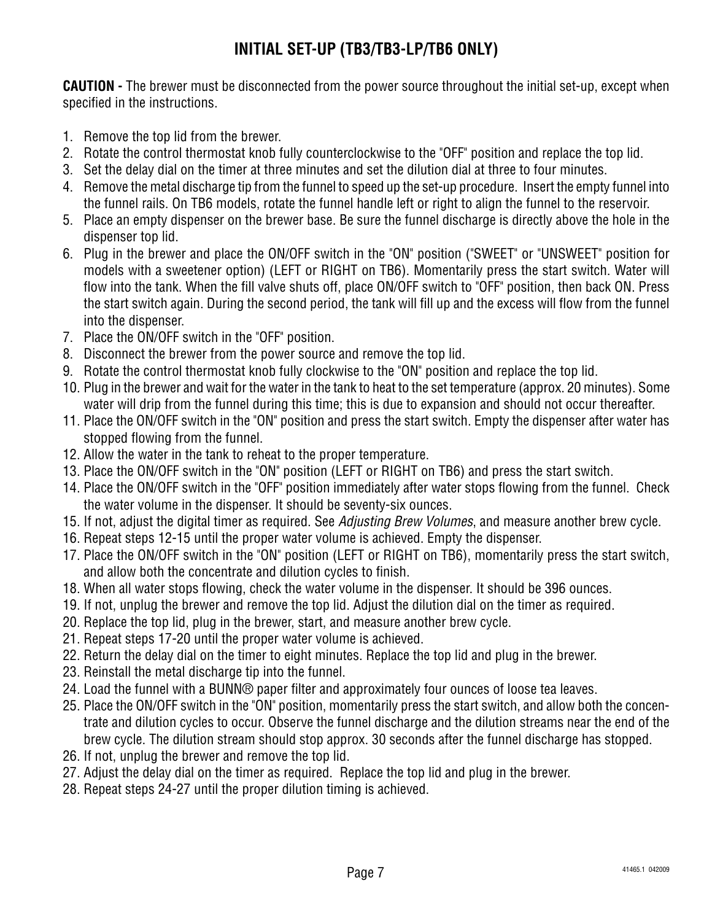# INITIAL SET-UP (TB3/TB3-LP/TB6 ONLY)

**CAUTION -** The brewer must be disconnected from the power source throughout the initial set-up, except when specified in the instructions.

1. Remove the top lid from the brewer.
2. Rotate the control thermostat knob fully counterclockwise to the "OFF" position and replace the top lid.
3. Set the delay dial on the timer at three minutes and set the dilution dial at three to four minutes.
4. Remove the metal discharge tip from the funnel to speed up the set-up procedure. Insert the empty funnel into the funnel rails. On TB6 models, rotate the funnel handle left or right to align the funnel to the reservoir.
5. Place an empty dispenser on the brewer base. Be sure the funnel discharge is directly above the hole in the dispenser top lid.
6. Plug in the brewer and place the ON/OFF switch in the "ON" position ("SWEET" or "UNSWEET" position for models with a sweetener option) (LEFT or RIGHT on TB6). Momentarily press the start switch. Water will flow into the tank. When the fill valve shuts off, place ON/OFF switch to "OFF" position, then back ON. Press the start switch again. During the second period, the tank will fill up and the excess will flow from the funnel into the dispenser.
7. Place the ON/OFF switch in the "OFF" position.
8. Disconnect the brewer from the power source and remove the top lid.
9. Rotate the control thermostat knob fully clockwise to the "ON" position and replace the top lid.
10. Plug in the brewer and wait for the water in the tank to heat to the set temperature (approx. 20 minutes). Some water will drip from the funnel during this time; this is due to expansion and should not occur thereafter.
11. Place the ON/OFF switch in the "ON" position and press the start switch. Empty the dispenser after water has stopped flowing from the funnel.
12. Allow the water in the tank to reheat to the proper temperature.
13. Place the ON/OFF switch in the "ON" position (LEFT or RIGHT on TB6) and press the start switch.
14. Place the ON/OFF switch in the "OFF" position immediately after water stops flowing from the funnel. Check the water volume in the dispenser. It should be seventy-six ounces.
15. If not, adjust the digital timer as required. See *Adjusting Brew Volumes*, and measure another brew cycle.
16. Repeat steps 12-15 until the proper water volume is achieved. Empty the dispenser.
17. Place the ON/OFF switch in the "ON" position (LEFT or RIGHT on TB6), momentarily press the start switch, and allow both the concentrate and dilution cycles to finish.
18. When all water stops flowing, check the water volume in the dispenser. It should be 396 ounces.
19. If not, unplug the brewer and remove the top lid. Adjust the dilution dial on the timer as required.
20. Replace the top lid, plug in the brewer, start, and measure another brew cycle.
21. Repeat steps 17-20 until the proper water volume is achieved.
22. Return the delay dial on the timer to eight minutes. Replace the top lid and plug in the brewer.
23. Reinstall the metal discharge tip into the funnel.
24. Load the funnel with a BUNN® paper filter and approximately four ounces of loose tea leaves.
25. Place the ON/OFF switch in the "ON" position, momentarily press the start switch, and allow both the concentrate and dilution cycles to occur. Observe the funnel discharge and the dilution streams near the end of the brew cycle. The dilution stream should stop approx. 30 seconds after the funnel discharge has stopped.
26. If not, unplug the brewer and remove the top lid.
27. Adjust the delay dial on the timer as required. Replace the top lid and plug in the brewer.
28. Repeat steps 24-27 until the proper dilution timing is achieved.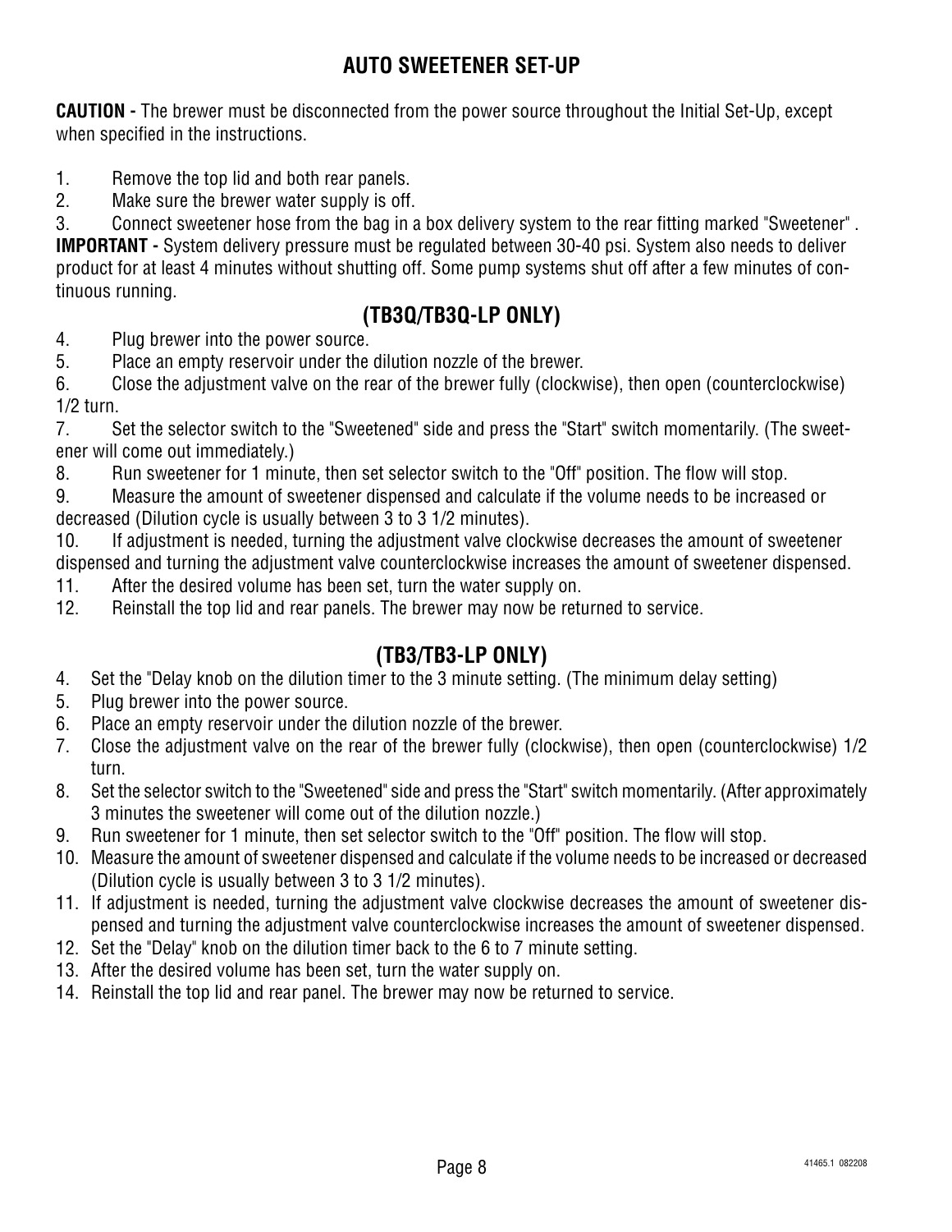## AUTO SWEETENER SET-UP

**CAUTION -** The brewer must be disconnected from the power source throughout the Initial Set-Up, except when specified in the instructions.

1. Remove the top lid and both rear panels.
2. Make sure the brewer water supply is off.
3. Connect sweetener hose from the bag in a box delivery system to the rear fitting marked "Sweetener" .

**IMPORTANT -** System delivery pressure must be regulated between 30-40 psi. System also needs to deliver product for at least 4 minutes without shutting off. Some pump systems shut off after a few minutes of continuous running.

### (TB3Q/TB3Q-LP ONLY)

4. Plug brewer into the power source.
5. Place an empty reservoir under the dilution nozzle of the brewer.
6. Close the adjustment valve on the rear of the brewer fully (clockwise), then open (counterclockwise) 1/2 turn.
7. Set the selector switch to the "Sweetened" side and press the "Start" switch momentarily. (The sweetener will come out immediately.)
8. Run sweetener for 1 minute, then set selector switch to the "Off" position. The flow will stop.
9. Measure the amount of sweetener dispensed and calculate if the volume needs to be increased or decreased (Dilution cycle is usually between 3 to 3 1/2 minutes).
10. If adjustment is needed, turning the adjustment valve clockwise decreases the amount of sweetener dispensed and turning the adjustment valve counterclockwise increases the amount of sweetener dispensed.
11. After the desired volume has been set, turn the water supply on.
12. Reinstall the top lid and rear panels. The brewer may now be returned to service.

### (TB3/TB3-LP ONLY)

4. Set the "Delay knob on the dilution timer to the 3 minute setting. (The minimum delay setting)
5. Plug brewer into the power source.
6. Place an empty reservoir under the dilution nozzle of the brewer.
7. Close the adjustment valve on the rear of the brewer fully (clockwise), then open (counterclockwise) 1/2 turn.
8. Set the selector switch to the "Sweetened" side and press the "Start" switch momentarily. (After approximately 3 minutes the sweetener will come out of the dilution nozzle.)
9. Run sweetener for 1 minute, then set selector switch to the "Off" position. The flow will stop.
10. Measure the amount of sweetener dispensed and calculate if the volume needs to be increased or decreased (Dilution cycle is usually between 3 to 3 1/2 minutes).
11. If adjustment is needed, turning the adjustment valve clockwise decreases the amount of sweetener dispensed and turning the adjustment valve counterclockwise increases the amount of sweetener dispensed.
12. Set the "Delay" knob on the dilution timer back to the 6 to 7 minute setting.
13. After the desired volume has been set, turn the water supply on.
14. Reinstall the top lid and rear panel. The brewer may now be returned to service.

41465.1 082208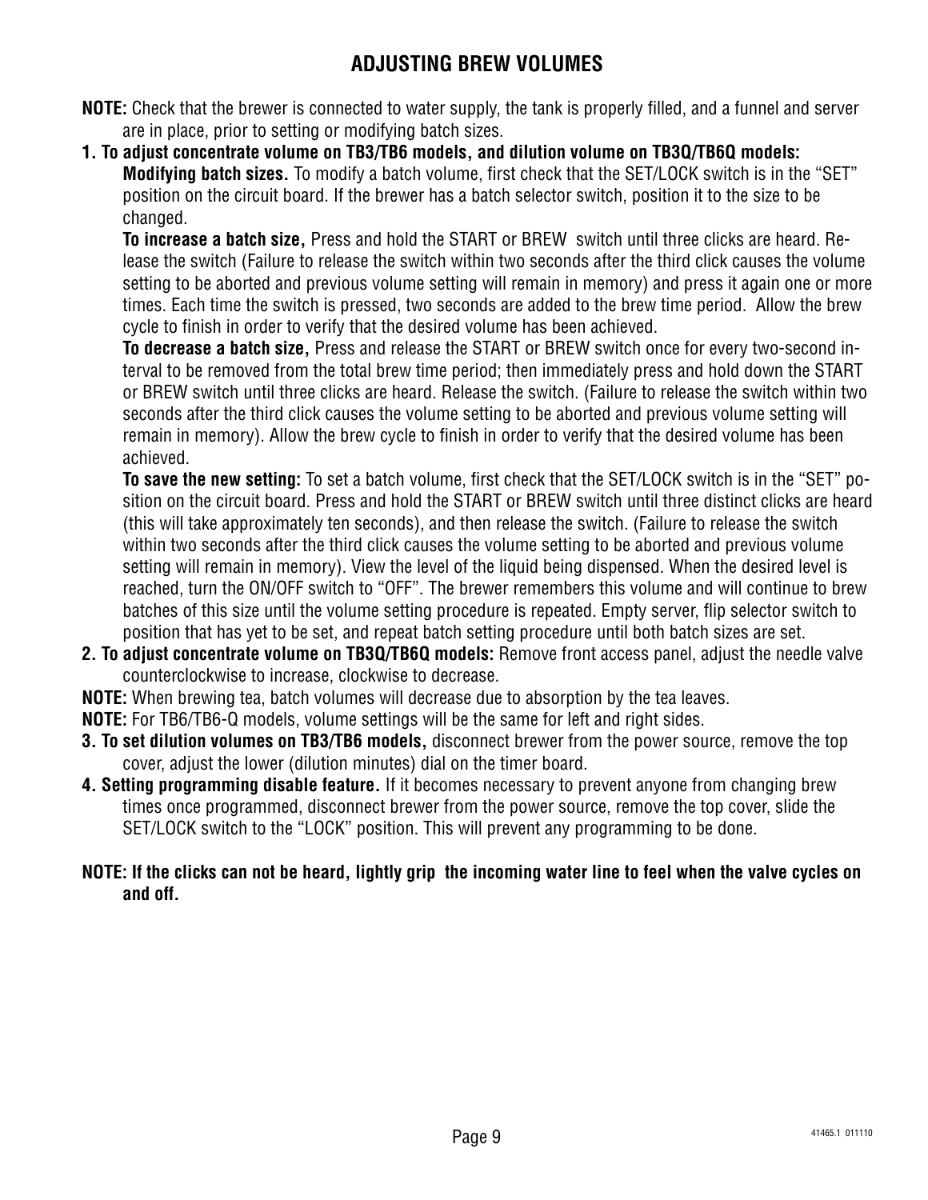# ADJUSTING BREW VOLUMES

**NOTE:** Check that the brewer is connected to water supply, the tank is properly filled, and a funnel and server are in place, prior to setting or modifying batch sizes.

**1. To adjust concentrate volume on TB3/TB6 models, and dilution volume on TB3Q/TB6Q models:**

**Modifying batch sizes.** To modify a batch volume, first check that the SET/LOCK switch is in the "SET" position on the circuit board. If the brewer has a batch selector switch, position it to the size to be changed.

**To increase a batch size,** Press and hold the START or BREW switch until three clicks are heard. Release the switch (Failure to release the switch within two seconds after the third click causes the volume setting to be aborted and previous volume setting will remain in memory) and press it again one or more times. Each time the switch is pressed, two seconds are added to the brew time period. Allow the brew cycle to finish in order to verify that the desired volume has been achieved.

**To decrease a batch size,** Press and release the START or BREW switch once for every two-second interval to be removed from the total brew time period; then immediately press and hold down the START or BREW switch until three clicks are heard. Release the switch. (Failure to release the switch within two seconds after the third click causes the volume setting to be aborted and previous volume setting will remain in memory). Allow the brew cycle to finish in order to verify that the desired volume has been achieved.

**To save the new setting:** To set a batch volume, first check that the SET/LOCK switch is in the "SET" position on the circuit board. Press and hold the START or BREW switch until three distinct clicks are heard (this will take approximately ten seconds), and then release the switch. (Failure to release the switch within two seconds after the third click causes the volume setting to be aborted and previous volume setting will remain in memory). View the level of the liquid being dispensed. When the desired level is reached, turn the ON/OFF switch to "OFF". The brewer remembers this volume and will continue to brew batches of this size until the volume setting procedure is repeated. Empty server, flip selector switch to position that has yet to be set, and repeat batch setting procedure until both batch sizes are set.

**2. To adjust concentrate volume on TB3Q/TB6Q models:** Remove front access panel, adjust the needle valve counterclockwise to increase, clockwise to decrease.

**NOTE:** When brewing tea, batch volumes will decrease due to absorption by the tea leaves.

**NOTE:** For TB6/TB6-Q models, volume settings will be the same for left and right sides.

**3. To set dilution volumes on TB3/TB6 models,** disconnect brewer from the power source, remove the top cover, adjust the lower (dilution minutes) dial on the timer board.

**4. Setting programming disable feature.** If it becomes necessary to prevent anyone from changing brew times once programmed, disconnect brewer from the power source, remove the top cover, slide the SET/LOCK switch to the "LOCK" position. This will prevent any programming to be done.

**NOTE: If the clicks can not be heard, lightly grip the incoming water line to feel when the valve cycles on and off.**

41465.1 011110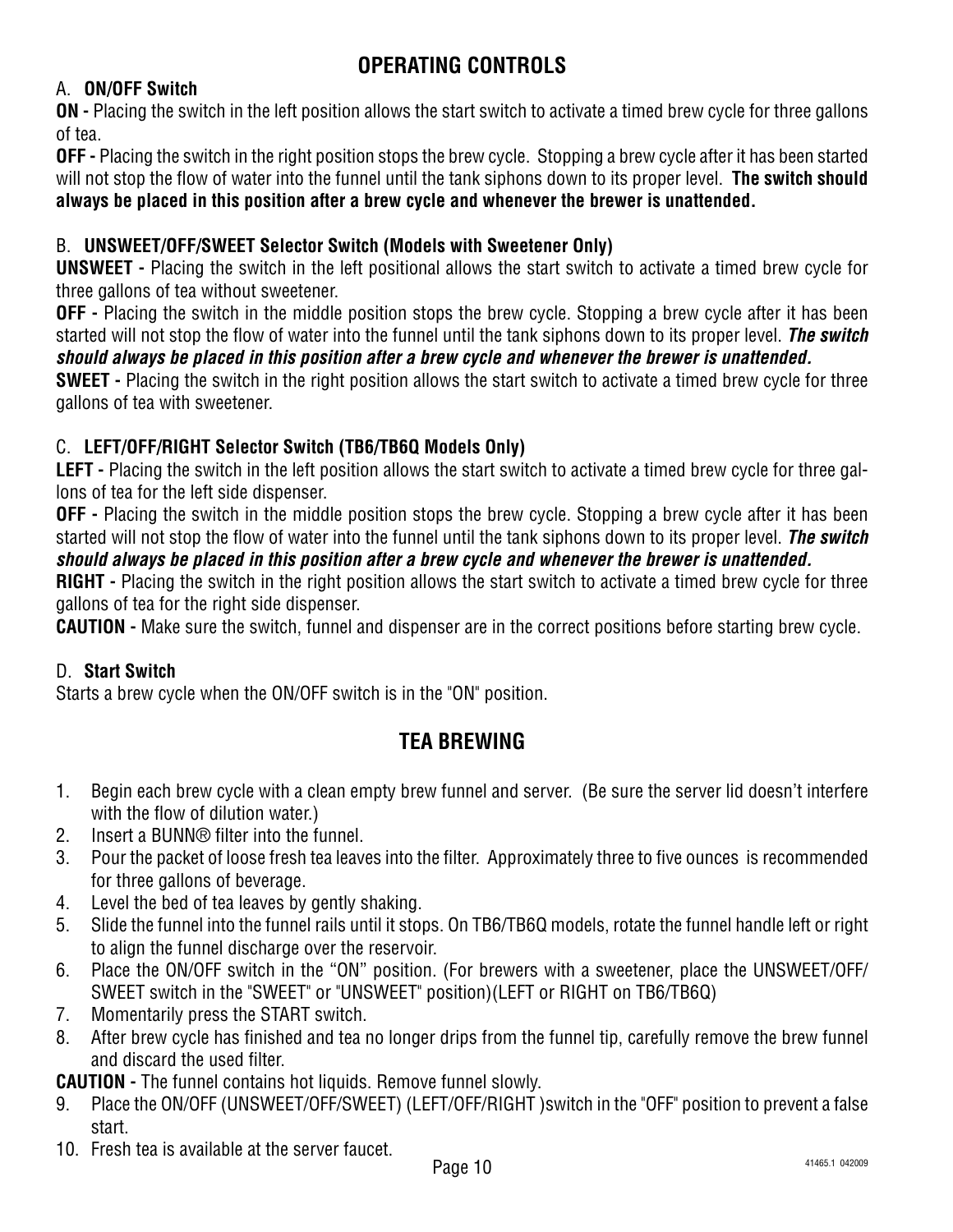# OPERATING CONTROLS

A. **ON/OFF Switch**

**ON -** Placing the switch in the left position allows the start switch to activate a timed brew cycle for three gallons of tea.

**OFF -** Placing the switch in the right position stops the brew cycle. Stopping a brew cycle after it has been started will not stop the flow of water into the funnel until the tank siphons down to its proper level. **The switch should always be placed in this position after a brew cycle and whenever the brewer is unattended.**

B. **UNSWEET/OFF/SWEET Selector Switch (Models with Sweetener Only)**

**UNSWEET -** Placing the switch in the left positional allows the start switch to activate a timed brew cycle for three gallons of tea without sweetener.

**OFF -** Placing the switch in the middle position stops the brew cycle. Stopping a brew cycle after it has been started will not stop the flow of water into the funnel until the tank siphons down to its proper level. ***The switch should always be placed in this position after a brew cycle and whenever the brewer is unattended.***

**SWEET -** Placing the switch in the right position allows the start switch to activate a timed brew cycle for three gallons of tea with sweetener.

C. **LEFT/OFF/RIGHT Selector Switch (TB6/TB6Q Models Only)**

**LEFT -** Placing the switch in the left position allows the start switch to activate a timed brew cycle for three gallons of tea for the left side dispenser.

**OFF -** Placing the switch in the middle position stops the brew cycle. Stopping a brew cycle after it has been started will not stop the flow of water into the funnel until the tank siphons down to its proper level. ***The switch should always be placed in this position after a brew cycle and whenever the brewer is unattended.***

**RIGHT -** Placing the switch in the right position allows the start switch to activate a timed brew cycle for three gallons of tea for the right side dispenser.

**CAUTION -** Make sure the switch, funnel and dispenser are in the correct positions before starting brew cycle.

D. **Start Switch**

Starts a brew cycle when the ON/OFF switch is in the "ON" position.

# TEA BREWING

1. Begin each brew cycle with a clean empty brew funnel and server. (Be sure the server lid doesn't interfere with the flow of dilution water.)
2. Insert a BUNN® filter into the funnel.
3. Pour the packet of loose fresh tea leaves into the filter. Approximately three to five ounces is recommended for three gallons of beverage.
4. Level the bed of tea leaves by gently shaking.
5. Slide the funnel into the funnel rails until it stops. On TB6/TB6Q models, rotate the funnel handle left or right to align the funnel discharge over the reservoir.
6. Place the ON/OFF switch in the "ON" position. (For brewers with a sweetener, place the UNSWEET/OFF/SWEET switch in the "SWEET" or "UNSWEET" position)(LEFT or RIGHT on TB6/TB6Q)
7. Momentarily press the START switch.
8. After brew cycle has finished and tea no longer drips from the funnel tip, carefully remove the brew funnel and discard the used filter.

**CAUTION -** The funnel contains hot liquids. Remove funnel slowly.

9. Place the ON/OFF (UNSWEET/OFF/SWEET) (LEFT/OFF/RIGHT )switch in the "OFF" position to prevent a false start.
10. Fresh tea is available at the server faucet.

41465.1 042009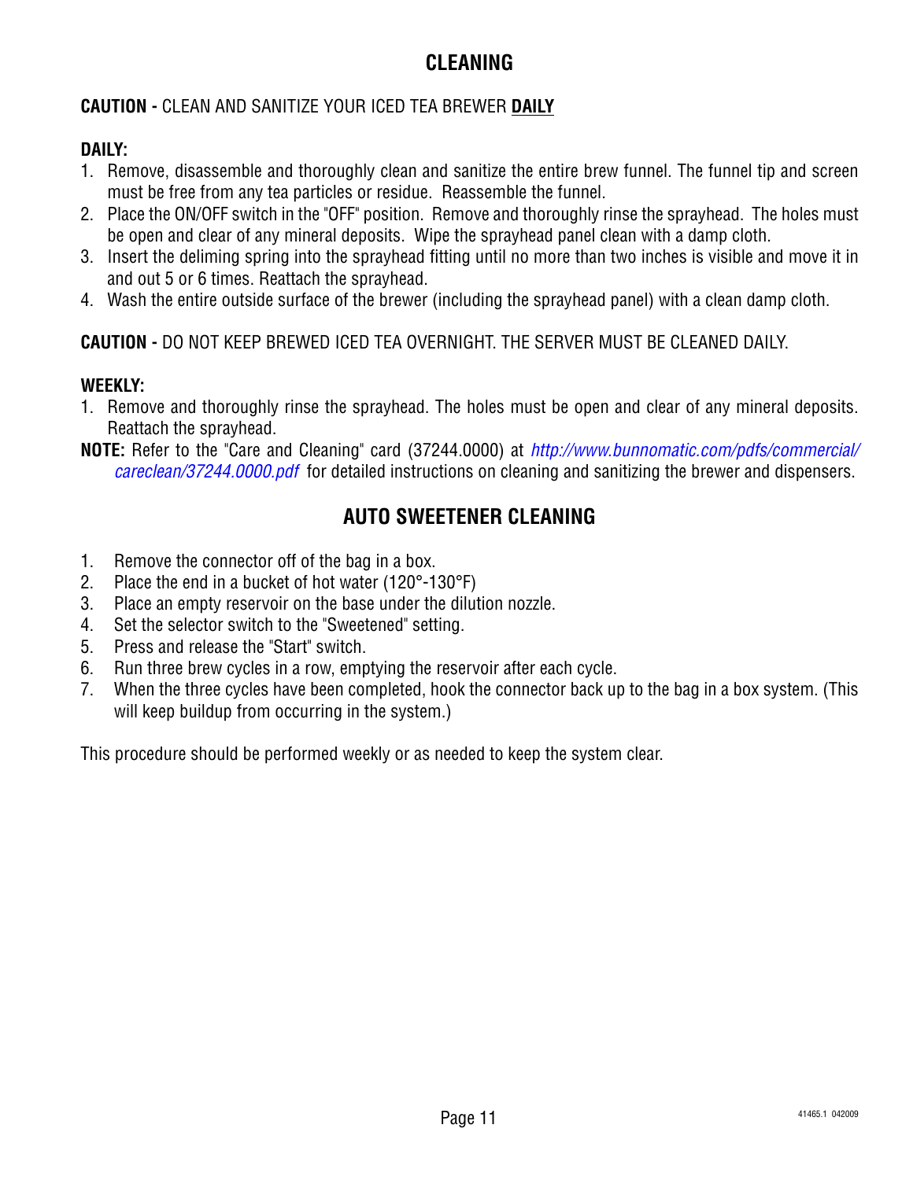# CLEANING

**CAUTION -** CLEAN AND SANITIZE YOUR ICED TEA BREWER **DAILY**

**DAILY:**

1. Remove, disassemble and thoroughly clean and sanitize the entire brew funnel. The funnel tip and screen must be free from any tea particles or residue. Reassemble the funnel.
2. Place the ON/OFF switch in the "OFF" position. Remove and thoroughly rinse the sprayhead. The holes must be open and clear of any mineral deposits. Wipe the sprayhead panel clean with a damp cloth.
3. Insert the deliming spring into the sprayhead fitting until no more than two inches is visible and move it in and out 5 or 6 times. Reattach the sprayhead.
4. Wash the entire outside surface of the brewer (including the sprayhead panel) with a clean damp cloth.

**CAUTION -** DO NOT KEEP BREWED ICED TEA OVERNIGHT. THE SERVER MUST BE CLEANED DAILY.

**WEEKLY:**

1. Remove and thoroughly rinse the sprayhead. The holes must be open and clear of any mineral deposits. Reattach the sprayhead.

**NOTE:** Refer to the "Care and Cleaning" card (37244.0000) at *http://www.bunnomatic.com/pdfs/commercial/careclean/37244.0000.pdf* for detailed instructions on cleaning and sanitizing the brewer and dispensers.

# AUTO SWEETENER CLEANING

1. Remove the connector off of the bag in a box.
2. Place the end in a bucket of hot water (120°-130°F)
3. Place an empty reservoir on the base under the dilution nozzle.
4. Set the selector switch to the "Sweetened" setting.
5. Press and release the "Start" switch.
6. Run three brew cycles in a row, emptying the reservoir after each cycle.
7. When the three cycles have been completed, hook the connector back up to the bag in a box system. (This will keep buildup from occurring in the system.)

This procedure should be performed weekly or as needed to keep the system clear.